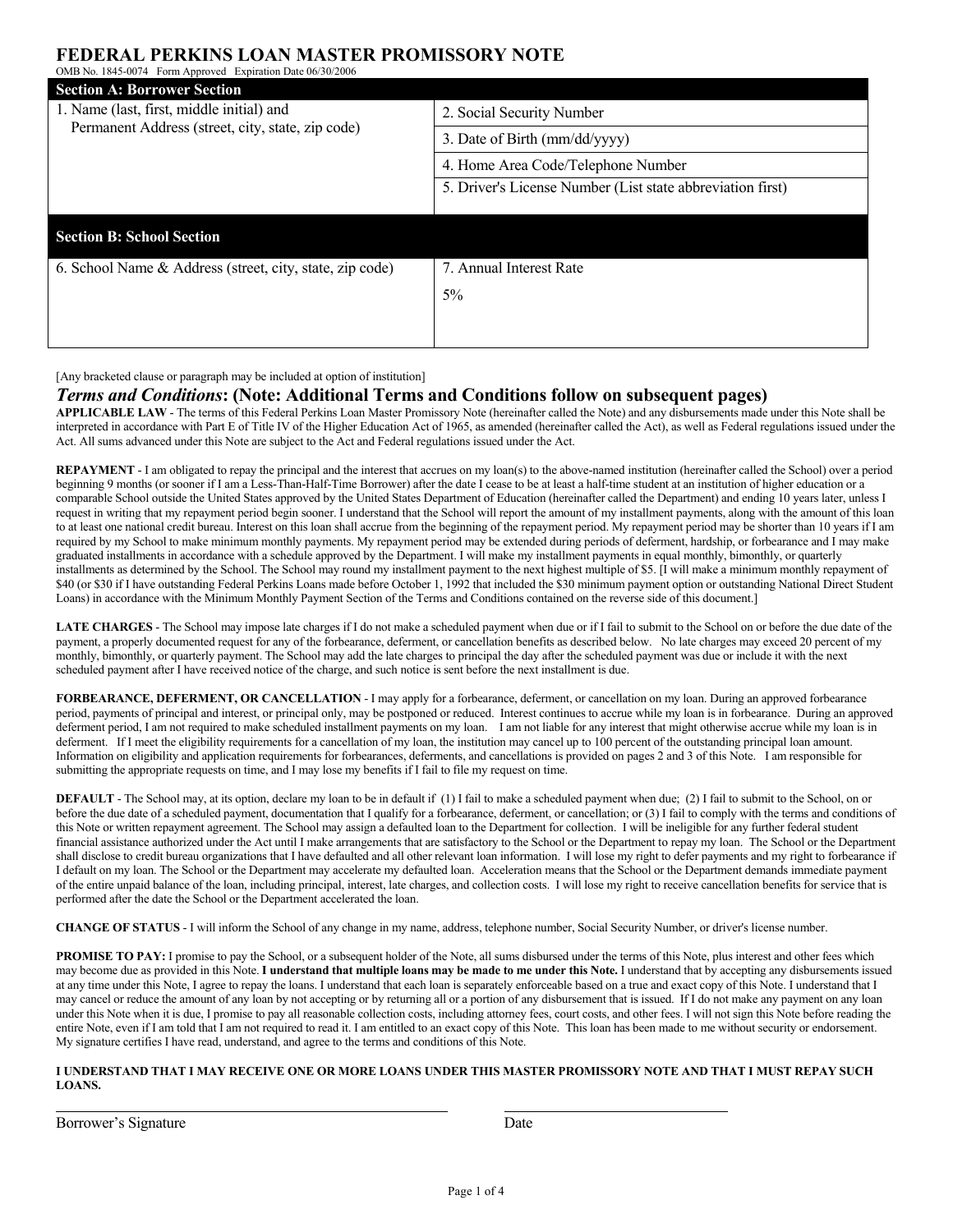# FEDERAL PERKINS LOAN MASTER PROMISSORY NOTE

OMB No. 1845-0074 Form Approved Expiration Date 06/30/2006

| **Section A: Borrower Section** | |
|---|---|
| 1. Name (last, first, middle initial) and Permanent Address (street, city, state, zip code) | 2. Social Security Number |
| | 3. Date of Birth (mm/dd/yyyy) |
| | 4. Home Area Code/Telephone Number |
| | 5. Driver's License Number (List state abbreviation first) |

| **Section B: School Section** | |
|---|---|
| 6. School Name & Address (street, city, state, zip code) | 7. Annual Interest Rate<br>5% |

[Any bracketed clause or paragraph may be included at option of institution]

## *Terms and Conditions*: (Note: Additional Terms and Conditions follow on subsequent pages)

**APPLICABLE LAW** - The terms of this Federal Perkins Loan Master Promissory Note (hereinafter called the Note) and any disbursements made under this Note shall be interpreted in accordance with Part E of Title IV of the Higher Education Act of 1965, as amended (hereinafter called the Act), as well as Federal regulations issued under the Act. All sums advanced under this Note are subject to the Act and Federal regulations issued under the Act.

**REPAYMENT** - I am obligated to repay the principal and the interest that accrues on my loan(s) to the above-named institution (hereinafter called the School) over a period beginning 9 months (or sooner if I am a Less-Than-Half-Time Borrower) after the date I cease to be at least a half-time student at an institution of higher education or a comparable School outside the United States approved by the United States Department of Education (hereinafter called the Department) and ending 10 years later, unless I request in writing that my repayment period begin sooner. I understand that the School will report the amount of my installment payments, along with the amount of this loan to at least one national credit bureau. Interest on this loan shall accrue from the beginning of the repayment period. My repayment period may be shorter than 10 years if I am required by my School to make minimum monthly payments. My repayment period may be extended during periods of deferment, hardship, or forbearance and I may make graduated installments in accordance with a schedule approved by the Department. I will make my installment payments in equal monthly, bimonthly, or quarterly installments as determined by the School. The School may round my installment payment to the next highest multiple of $5. [I will make a minimum monthly repayment of $40 (or $30 if I have outstanding Federal Perkins Loans made before October 1, 1992 that included the $30 minimum payment option or outstanding National Direct Student Loans) in accordance with the Minimum Monthly Payment Section of the Terms and Conditions contained on the reverse side of this document.]

**LATE CHARGES** - The School may impose late charges if I do not make a scheduled payment when due or if I fail to submit to the School on or before the due date of the payment, a properly documented request for any of the forbearance, deferment, or cancellation benefits as described below. No late charges may exceed 20 percent of my monthly, bimonthly, or quarterly payment. The School may add the late charges to principal the day after the scheduled payment was due or include it with the next scheduled payment after I have received notice of the charge, and such notice is sent before the next installment is due.

**FORBEARANCE, DEFERMENT, OR CANCELLATION** - I may apply for a forbearance, deferment, or cancellation on my loan. During an approved forbearance period, payments of principal and interest, or principal only, may be postponed or reduced. Interest continues to accrue while my loan is in forbearance. During an approved deferment period, I am not required to make scheduled installment payments on my loan. I am not liable for any interest that might otherwise accrue while my loan is in deferment. If I meet the eligibility requirements for a cancellation of my loan, the institution may cancel up to 100 percent of the outstanding principal loan amount. Information on eligibility and application requirements for forbearances, deferments, and cancellations is provided on pages 2 and 3 of this Note. I am responsible for submitting the appropriate requests on time, and I may lose my benefits if I fail to file my request on time.

**DEFAULT** - The School may, at its option, declare my loan to be in default if (1) I fail to make a scheduled payment when due; (2) I fail to submit to the School, on or before the due date of a scheduled payment, documentation that I qualify for a forbearance, deferment, or cancellation; or (3) I fail to comply with the terms and conditions of this Note or written repayment agreement. The School may assign a defaulted loan to the Department for collection. I will be ineligible for any further federal student financial assistance authorized under the Act until I make arrangements that are satisfactory to the School or the Department to repay my loan. The School or the Department shall disclose to credit bureau organizations that I have defaulted and all other relevant loan information. I will lose my right to defer payments and my right to forbearance if I default on my loan. The School or the Department may accelerate my defaulted loan. Acceleration means that the School or the Department demands immediate payment of the entire unpaid balance of the loan, including principal, interest, late charges, and collection costs. I will lose my right to receive cancellation benefits for service that is performed after the date the School or the Department accelerated the loan.

**CHANGE OF STATUS** - I will inform the School of any change in my name, address, telephone number, Social Security Number, or driver's license number.

**PROMISE TO PAY:** I promise to pay the School, or a subsequent holder of the Note, all sums disbursed under the terms of this Note, plus interest and other fees which may become due as provided in this Note. **I understand that multiple loans may be made to me under this Note.** I understand that by accepting any disbursements issued at any time under this Note, I agree to repay the loans. I understand that each loan is separately enforceable based on a true and exact copy of this Note. I understand that I may cancel or reduce the amount of any loan by not accepting or by returning all or a portion of any disbursement that is issued. If I do not make any payment on any loan under this Note when it is due, I promise to pay all reasonable collection costs, including attorney fees, court costs, and other fees. I will not sign this Note before reading the entire Note, even if I am told that I am not required to read it. I am entitled to an exact copy of this Note. This loan has been made to me without security or endorsement. My signature certifies I have read, understand, and agree to the terms and conditions of this Note.

**I UNDERSTAND THAT I MAY RECEIVE ONE OR MORE LOANS UNDER THIS MASTER PROMISSORY NOTE AND THAT I MUST REPAY SUCH LOANS.**

______________________________ ______________________________

Borrower's Signature Date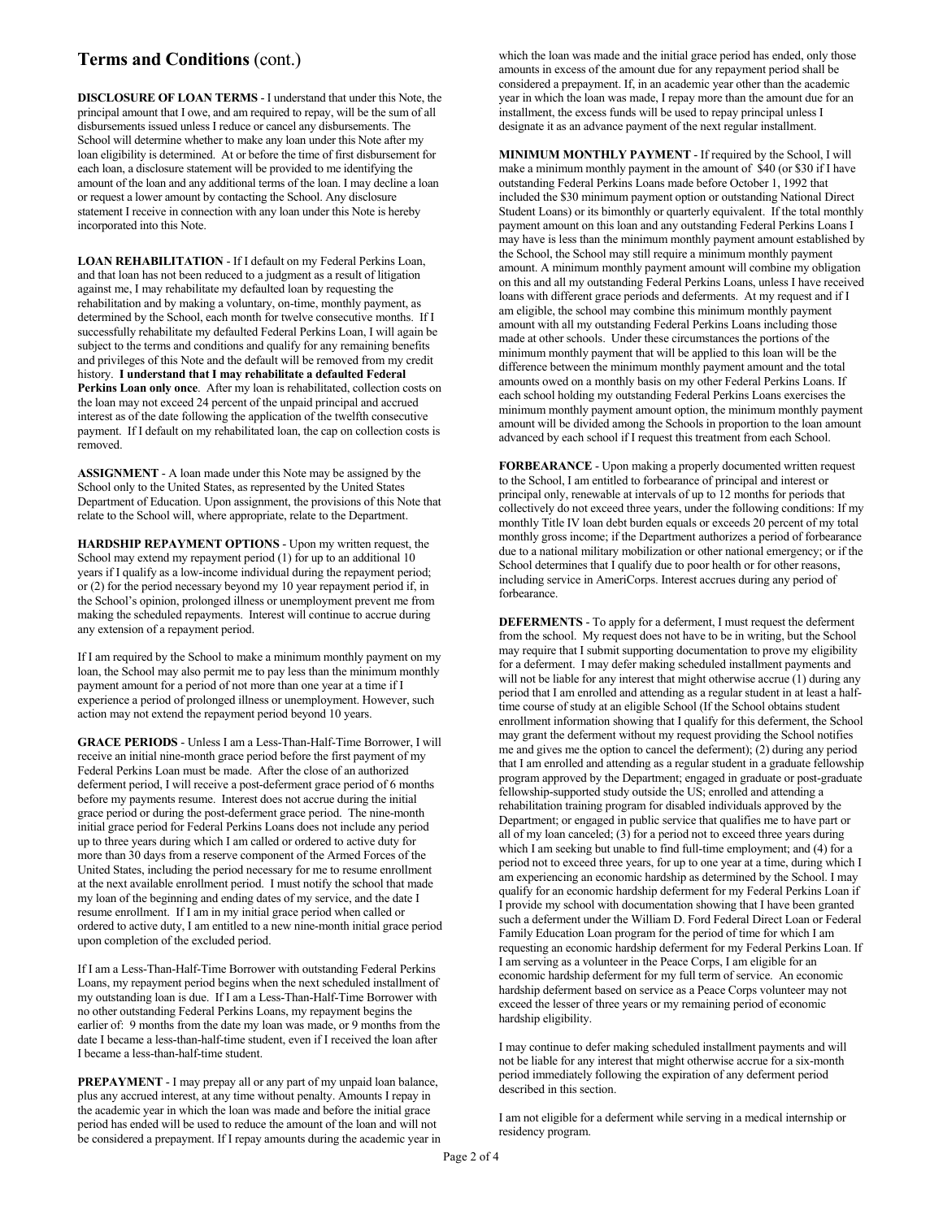## Terms and Conditions (cont.)

**DISCLOSURE OF LOAN TERMS** - I understand that under this Note, the principal amount that I owe, and am required to repay, will be the sum of all disbursements issued unless I reduce or cancel any disbursements. The School will determine whether to make any loan under this Note after my loan eligibility is determined. At or before the time of first disbursement for each loan, a disclosure statement will be provided to me identifying the amount of the loan and any additional terms of the loan. I may decline a loan or request a lower amount by contacting the School. Any disclosure statement I receive in connection with any loan under this Note is hereby incorporated into this Note.

**LOAN REHABILITATION** - If I default on my Federal Perkins Loan, and that loan has not been reduced to a judgment as a result of litigation against me, I may rehabilitate my defaulted loan by requesting the rehabilitation and by making a voluntary, on-time, monthly payment, as determined by the School, each month for twelve consecutive months. If I successfully rehabilitate my defaulted Federal Perkins Loan, I will again be subject to the terms and conditions and qualify for any remaining benefits and privileges of this Note and the default will be removed from my credit history. **I understand that I may rehabilitate a defaulted Federal Perkins Loan only once**. After my loan is rehabilitated, collection costs on the loan may not exceed 24 percent of the unpaid principal and accrued interest as of the date following the application of the twelfth consecutive payment. If I default on my rehabilitated loan, the cap on collection costs is removed.

**ASSIGNMENT** - A loan made under this Note may be assigned by the School only to the United States, as represented by the United States Department of Education. Upon assignment, the provisions of this Note that relate to the School will, where appropriate, relate to the Department.

**HARDSHIP REPAYMENT OPTIONS** - Upon my written request, the School may extend my repayment period (1) for up to an additional 10 years if I qualify as a low-income individual during the repayment period; or (2) for the period necessary beyond my 10 year repayment period if, in the School's opinion, prolonged illness or unemployment prevent me from making the scheduled repayments. Interest will continue to accrue during any extension of a repayment period.

If I am required by the School to make a minimum monthly payment on my loan, the School may also permit me to pay less than the minimum monthly payment amount for a period of not more than one year at a time if I experience a period of prolonged illness or unemployment. However, such action may not extend the repayment period beyond 10 years.

**GRACE PERIODS** - Unless I am a Less-Than-Half-Time Borrower, I will receive an initial nine-month grace period before the first payment of my Federal Perkins Loan must be made. After the close of an authorized deferment period, I will receive a post-deferment grace period of 6 months before my payments resume. Interest does not accrue during the initial grace period or during the post-deferment grace period. The nine-month initial grace period for Federal Perkins Loans does not include any period up to three years during which I am called or ordered to active duty for more than 30 days from a reserve component of the Armed Forces of the United States, including the period necessary for me to resume enrollment at the next available enrollment period. I must notify the school that made my loan of the beginning and ending dates of my service, and the date I resume enrollment. If I am in my initial grace period when called or ordered to active duty, I am entitled to a new nine-month initial grace period upon completion of the excluded period.

If I am a Less-Than-Half-Time Borrower with outstanding Federal Perkins Loans, my repayment period begins when the next scheduled installment of my outstanding loan is due. If I am a Less-Than-Half-Time Borrower with no other outstanding Federal Perkins Loans, my repayment begins the earlier of: 9 months from the date my loan was made, or 9 months from the date I became a less-than-half-time student, even if I received the loan after I became a less-than-half-time student.

**PREPAYMENT** - I may prepay all or any part of my unpaid loan balance, plus any accrued interest, at any time without penalty. Amounts I repay in the academic year in which the loan was made and before the initial grace period has ended will be used to reduce the amount of the loan and will not be considered a prepayment. If I repay amounts during the academic year in which the loan was made and the initial grace period has ended, only those amounts in excess of the amount due for any repayment period shall be considered a prepayment. If, in an academic year other than the academic year in which the loan was made, I repay more than the amount due for an installment, the excess funds will be used to repay principal unless I designate it as an advance payment of the next regular installment.

**MINIMUM MONTHLY PAYMENT** - If required by the School, I will make a minimum monthly payment in the amount of $40 (or $30 if I have outstanding Federal Perkins Loans made before October 1, 1992 that included the $30 minimum payment option or outstanding National Direct Student Loans) or its bimonthly or quarterly equivalent. If the total monthly payment amount on this loan and any outstanding Federal Perkins Loans I may have is less than the minimum monthly payment amount established by the School, the School may still require a minimum monthly payment amount. A minimum monthly payment amount will combine my obligation on this and all my outstanding Federal Perkins Loans, unless I have received loans with different grace periods and deferments. At my request and if I am eligible, the school may combine this minimum monthly payment amount with all my outstanding Federal Perkins Loans including those made at other schools. Under these circumstances the portions of the minimum monthly payment that will be applied to this loan will be the difference between the minimum monthly payment amount and the total amounts owed on a monthly basis on my other Federal Perkins Loans. If each school holding my outstanding Federal Perkins Loans exercises the minimum monthly payment amount option, the minimum monthly payment amount will be divided among the Schools in proportion to the loan amount advanced by each school if I request this treatment from each School.

**FORBEARANCE** - Upon making a properly documented written request to the School, I am entitled to forbearance of principal and interest or principal only, renewable at intervals of up to 12 months for periods that collectively do not exceed three years, under the following conditions: If my monthly Title IV loan debt burden equals or exceeds 20 percent of my total monthly gross income; if the Department authorizes a period of forbearance due to a national military mobilization or other national emergency; or if the School determines that I qualify due to poor health or for other reasons, including service in AmeriCorps. Interest accrues during any period of forbearance.

**DEFERMENTS** - To apply for a deferment, I must request the deferment from the school. My request does not have to be in writing, but the School may require that I submit supporting documentation to prove my eligibility for a deferment. I may defer making scheduled installment payments and will not be liable for any interest that might otherwise accrue (1) during any period that I am enrolled and attending as a regular student in at least a half-time course of study at an eligible School (If the School obtains student enrollment information showing that I qualify for this deferment, the School may grant the deferment without my request providing the School notifies me and gives me the option to cancel the deferment); (2) during any period that I am enrolled and attending as a regular student in a graduate fellowship program approved by the Department; engaged in graduate or post-graduate fellowship-supported study outside the US; enrolled and attending a rehabilitation training program for disabled individuals approved by the Department; or engaged in public service that qualifies me to have part or all of my loan canceled; (3) for a period not to exceed three years during which I am seeking but unable to find full-time employment; and (4) for a period not to exceed three years, for up to one year at a time, during which I am experiencing an economic hardship as determined by the School. I may qualify for an economic hardship deferment for my Federal Perkins Loan if I provide my school with documentation showing that I have been granted such a deferment under the William D. Ford Federal Direct Loan or Federal Family Education Loan program for the period of time for which I am requesting an economic hardship deferment for my Federal Perkins Loan. If I am serving as a volunteer in the Peace Corps, I am eligible for an economic hardship deferment for my full term of service. An economic hardship deferment based on service as a Peace Corps volunteer may not exceed the lesser of three years or my remaining period of economic hardship eligibility.

I may continue to defer making scheduled installment payments and will not be liable for any interest that might otherwise accrue for a six-month period immediately following the expiration of any deferment period described in this section.

I am not eligible for a deferment while serving in a medical internship or residency program.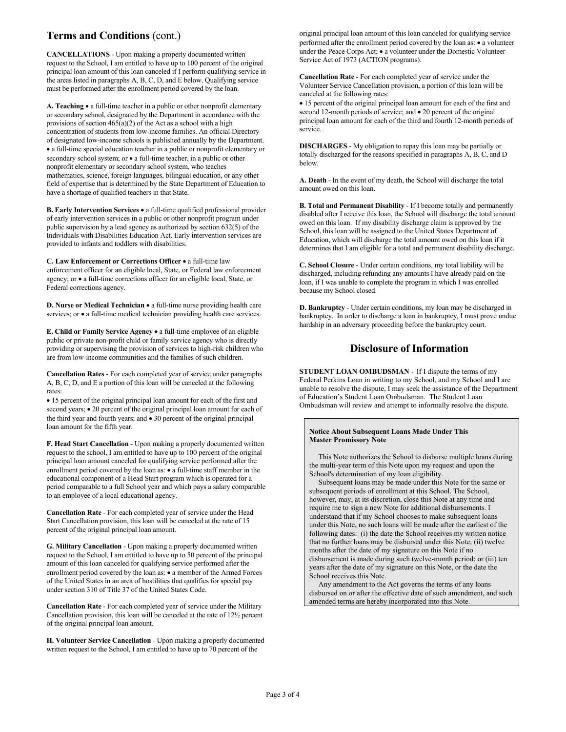## Terms and Conditions (cont.)

**CANCELLATIONS** - Upon making a properly documented written request to the School, I am entitled to have up to 100 percent of the original principal loan amount of this loan canceled if I perform qualifying service in the areas listed in paragraphs A, B, C, D, and E below. Qualifying service must be performed after the enrollment period covered by the loan.

**A. Teaching** • a full-time teacher in a public or other nonprofit elementary or secondary school, designated by the Department in accordance with the provisions of section 465(a)(2) of the Act as a school with a high concentration of students from low-income families. An official Directory of designated low-income schools is published annually by the Department. • a full-time special education teacher in a public or nonprofit elementary or secondary school system; or • a full-time teacher, in a public or other nonprofit elementary or secondary school system, who teaches mathematics, science, foreign languages, bilingual education, or any other field of expertise that is determined by the State Department of Education to have a shortage of qualified teachers in that State.

**B. Early Intervention Services** • a full-time qualified professional provider of early intervention services in a public or other nonprofit program under public supervision by a lead agency as authorized by section 632(5) of the Individuals with Disabilities Education Act. Early intervention services are provided to infants and toddlers with disabilities.

**C. Law Enforcement or Corrections Officer** • a full-time law enforcement officer for an eligible local, State, or Federal law enforcement agency; or • a full-time corrections officer for an eligible local, State, or Federal corrections agency.

**D. Nurse or Medical Technician** • a full-time nurse providing health care services; or • a full-time medical technician providing health care services.

**E. Child or Family Service Agency** • a full-time employee of an eligible public or private non-profit child or family service agency who is directly providing or supervising the provision of services to high-risk children who are from low-income communities and the families of such children.

**Cancellation Rates** - For each completed year of service under paragraphs A, B, C, D, and E a portion of this loan will be canceled at the following rates:
• 15 percent of the original principal loan amount for each of the first and second years; • 20 percent of the original principal loan amount for each of the third year and fourth years; and • 30 percent of the original principal loan amount for the fifth year.

**F. Head Start Cancellation** - Upon making a properly documented written request to the school, I am entitled to have up to 100 percent of the original principal loan amount canceled for qualifying service performed after the enrollment period covered by the loan as: • a full-time staff member in the educational component of a Head Start program which is operated for a period comparable to a full School year and which pays a salary comparable to an employee of a local educational agency.

**Cancellation Rate** - For each completed year of service under the Head Start Cancellation provision, this loan will be canceled at the rate of 15 percent of the original principal loan amount.

**G. Military Cancellation** - Upon making a properly documented written request to the School, I am entitled to have up to 50 percent of the principal amount of this loan canceled for qualifying service performed after the enrollment period covered by the loan as: • a member of the Armed Forces of the United States in an area of hostilities that qualifies for special pay under section 310 of Title 37 of the United States Code.

**Cancellation Rate** - For each completed year of service under the Military Cancellation provision, this loan will be canceled at the rate of 12½ percent of the original principal loan amount.

**H. Volunteer Service Cancellation** - Upon making a properly documented written request to the School, I am entitled to have up to 70 percent of the original principal loan amount of this loan canceled for qualifying service performed after the enrollment period covered by the loan as: • a volunteer under the Peace Corps Act; • a volunteer under the Domestic Volunteer Service Act of 1973 (ACTION programs).

**Cancellation Rate** - For each completed year of service under the Volunteer Service Cancellation provision, a portion of this loan will be canceled at the following rates:
• 15 percent of the original principal loan amount for each of the first and second 12-month periods of service; and • 20 percent of the original principal loan amount for each of the third and fourth 12-month periods of service.

**DISCHARGES** - My obligation to repay this loan may be partially or totally discharged for the reasons specified in paragraphs A, B, C, and D below.

**A. Death** - In the event of my death, the School will discharge the total amount owed on this loan.

**B. Total and Permanent Disability** - If I become totally and permanently disabled after I receive this loan, the School will discharge the total amount owed on this loan. If my disability discharge claim is approved by the School, this loan will be assigned to the United States Department of Education, which will discharge the total amount owed on this loan if it determines that I am eligible for a total and permanent disability discharge.

**C. School Closure** - Under certain conditions, my total liability will be discharged, including refunding any amounts I have already paid on the loan, if I was unable to complete the program in which I was enrolled because my School closed.

**D. Bankruptcy** - Under certain conditions, my loan may be discharged in bankruptcy. In order to discharge a loan in bankruptcy, I must prove undue hardship in an adversary proceeding before the bankruptcy court.

## Disclosure of Information

**STUDENT LOAN OMBUDSMAN** - If I dispute the terms of my Federal Perkins Loan in writing to my School, and my School and I are unable to resolve the dispute, I may seek the assistance of the Department of Education's Student Loan Ombudsman. The Student Loan Ombudsman will review and attempt to informally resolve the dispute.

**Notice About Subsequent Loans Made Under This Master Promissory Note**

This Note authorizes the School to disburse multiple loans during the multi-year term of this Note upon my request and upon the School's determination of my loan eligibility.

Subsequent loans may be made under this Note for the same or subsequent periods of enrollment at this School. The School, however, may, at its discretion, close this Note at any time and require me to sign a new Note for additional disbursements. I understand that if my School chooses to make subsequent loans under this Note, no such loans will be made after the earliest of the following dates: (i) the date the School receives my written notice that no further loans may be disbursed under this Note; (ii) twelve months after the date of my signature on this Note if no disbursement is made during such twelve-month period; or (iii) ten years after the date of my signature on this Note, or the date the School receives this Note.

Any amendment to the Act governs the terms of any loans disbursed on or after the effective date of such amendment, and such amended terms are hereby incorporated into this Note.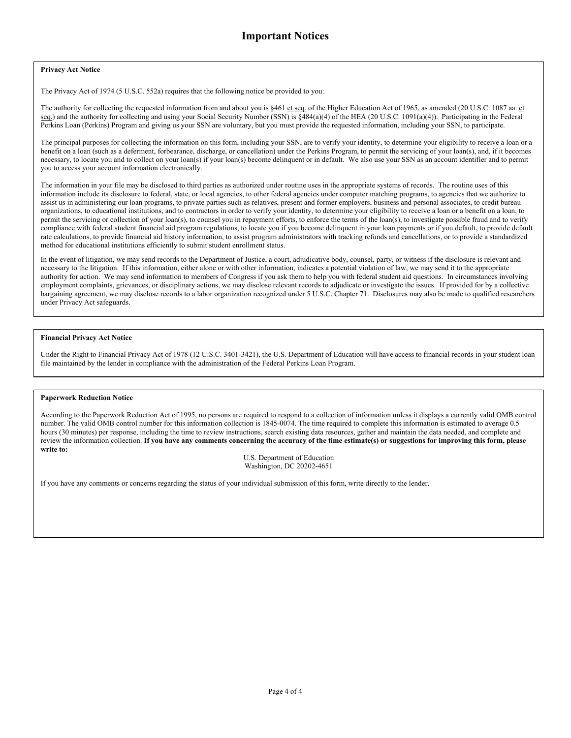# Important Notices

**Privacy Act Notice**

The Privacy Act of 1974 (5 U.S.C. 552a) requires that the following notice be provided to you:

The authority for collecting the requested information from and about you is §461 et seq. of the Higher Education Act of 1965, as amended (20 U.S.C. 1087 aa et seq.) and the authority for collecting and using your Social Security Number (SSN) is §484(a)(4) of the HEA (20 U.S.C. 1091(a)(4)). Participating in the Federal Perkins Loan (Perkins) Program and giving us your SSN are voluntary, but you must provide the requested information, including your SSN, to participate.

The principal purposes for collecting the information on this form, including your SSN, are to verify your identity, to determine your eligibility to receive a loan or a benefit on a loan (such as a deferment, forbearance, discharge, or cancellation) under the Perkins Program, to permit the servicing of your loan(s), and, if it becomes necessary, to locate you and to collect on your loan(s) if your loan(s) become delinquent or in default. We also use your SSN as an account identifier and to permit you to access your account information electronically.

The information in your file may be disclosed to third parties as authorized under routine uses in the appropriate systems of records. The routine uses of this information include its disclosure to federal, state, or local agencies, to other federal agencies under computer matching programs, to agencies that we authorize to assist us in administering our loan programs, to private parties such as relatives, present and former employers, business and personal associates, to credit bureau organizations, to educational institutions, and to contractors in order to verify your identity, to determine your eligibility to receive a loan or a benefit on a loan, to permit the servicing or collection of your loan(s), to counsel you in repayment efforts, to enforce the terms of the loan(s), to investigate possible fraud and to verify compliance with federal student financial aid program regulations, to locate you if you become delinquent in your loan payments or if you default, to provide default rate calculations, to provide financial aid history information, to assist program administrators with tracking refunds and cancellations, or to provide a standardized method for educational institutions efficiently to submit student enrollment status.

In the event of litigation, we may send records to the Department of Justice, a court, adjudicative body, counsel, party, or witness if the disclosure is relevant and necessary to the litigation. If this information, either alone or with other information, indicates a potential violation of law, we may send it to the appropriate authority for action. We may send information to members of Congress if you ask them to help you with federal student aid questions. In circumstances involving employment complaints, grievances, or disciplinary actions, we may disclose relevant records to adjudicate or investigate the issues. If provided for by a collective bargaining agreement, we may disclose records to a labor organization recognized under 5 U.S.C. Chapter 71. Disclosures may also be made to qualified researchers under Privacy Act safeguards.

**Financial Privacy Act Notice**

Under the Right to Financial Privacy Act of 1978 (12 U.S.C. 3401-3421), the U.S. Department of Education will have access to financial records in your student loan file maintained by the lender in compliance with the administration of the Federal Perkins Loan Program.

**Paperwork Reduction Notice**

According to the Paperwork Reduction Act of 1995, no persons are required to respond to a collection of information unless it displays a currently valid OMB control number. The valid OMB control number for this information collection is 1845-0074. The time required to complete this information is estimated to average 0.5 hours (30 minutes) per response, including the time to review instructions, search existing data resources, gather and maintain the data needed, and complete and review the information collection. **If you have any comments concerning the accuracy of the time estimate(s) or suggestions for improving this form, please write to:**

U.S. Department of Education
Washington, DC 20202-4651

If you have any comments or concerns regarding the status of your individual submission of this form, write directly to the lender.